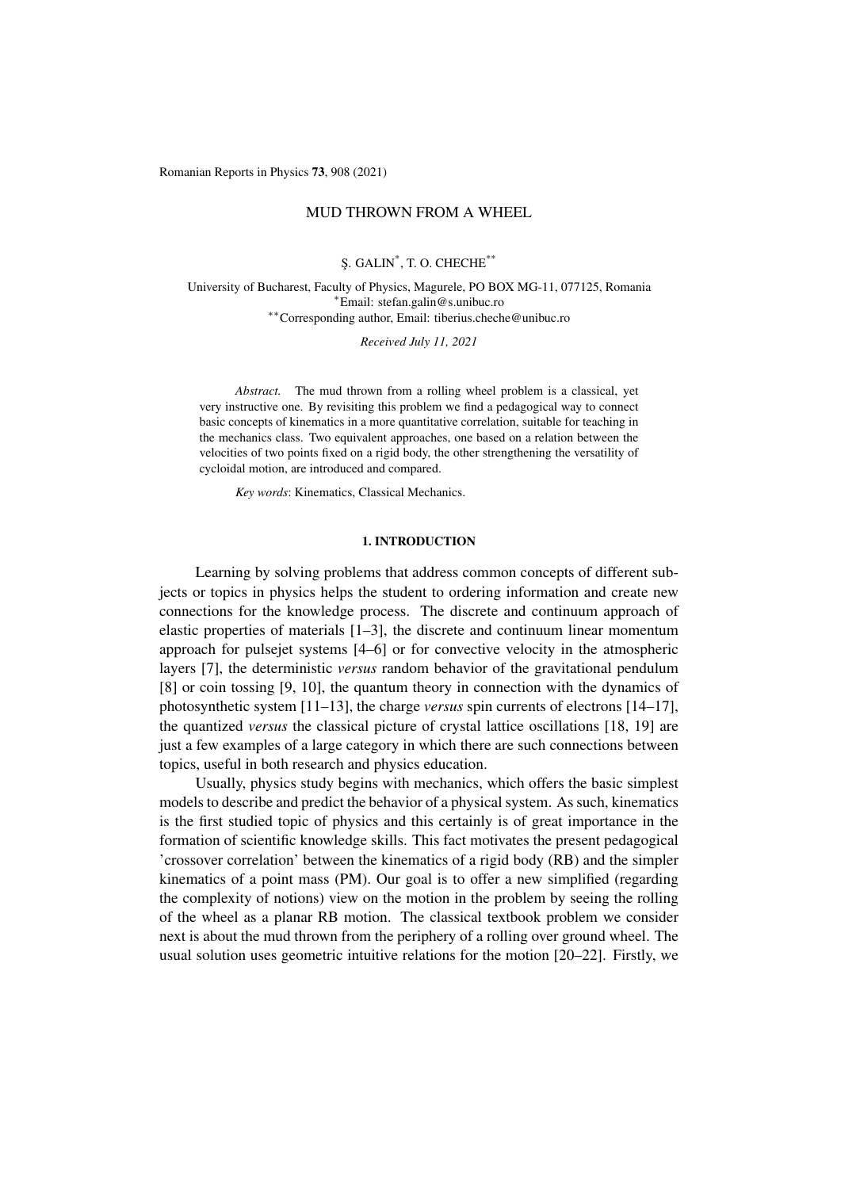# MUD THROWN FROM A WHEEL

Ş. GALIN*, T. O. CHECHE**

University of Bucharest, Faculty of Physics, Magurele, PO BOX MG-11, 077125, Romania
*Email: stefan.galin@s.unibuc.ro
**Corresponding author, Email: tiberius.cheche@unibuc.ro

*Received July 11, 2021*

*Abstract.* The mud thrown from a rolling wheel problem is a classical, yet very instructive one. By revisiting this problem we find a pedagogical way to connect basic concepts of kinematics in a more quantitative correlation, suitable for teaching in the mechanics class. Two equivalent approaches, one based on a relation between the velocities of two points fixed on a rigid body, the other strengthening the versatility of cycloidal motion, are introduced and compared.

*Key words*: Kinematics, Classical Mechanics.

## 1. INTRODUCTION

Learning by solving problems that address common concepts of different subjects or topics in physics helps the student to ordering information and create new connections for the knowledge process. The discrete and continuum approach of elastic properties of materials [1–3], the discrete and continuum linear momentum approach for pulsejet systems [4–6] or for convective velocity in the atmospheric layers [7], the deterministic *versus* random behavior of the gravitational pendulum [8] or coin tossing [9, 10], the quantum theory in connection with the dynamics of photosynthetic system [11–13], the charge *versus* spin currents of electrons [14–17], the quantized *versus* the classical picture of crystal lattice oscillations [18, 19] are just a few examples of a large category in which there are such connections between topics, useful in both research and physics education.

Usually, physics study begins with mechanics, which offers the basic simplest models to describe and predict the behavior of a physical system. As such, kinematics is the first studied topic of physics and this certainly is of great importance in the formation of scientific knowledge skills. This fact motivates the present pedagogical 'crossover correlation' between the kinematics of a rigid body (RB) and the simpler kinematics of a point mass (PM). Our goal is to offer a new simplified (regarding the complexity of notions) view on the motion in the problem by seeing the rolling of the wheel as a planar RB motion. The classical textbook problem we consider next is about the mud thrown from the periphery of a rolling over ground wheel. The usual solution uses geometric intuitive relations for the motion [20–22]. Firstly, we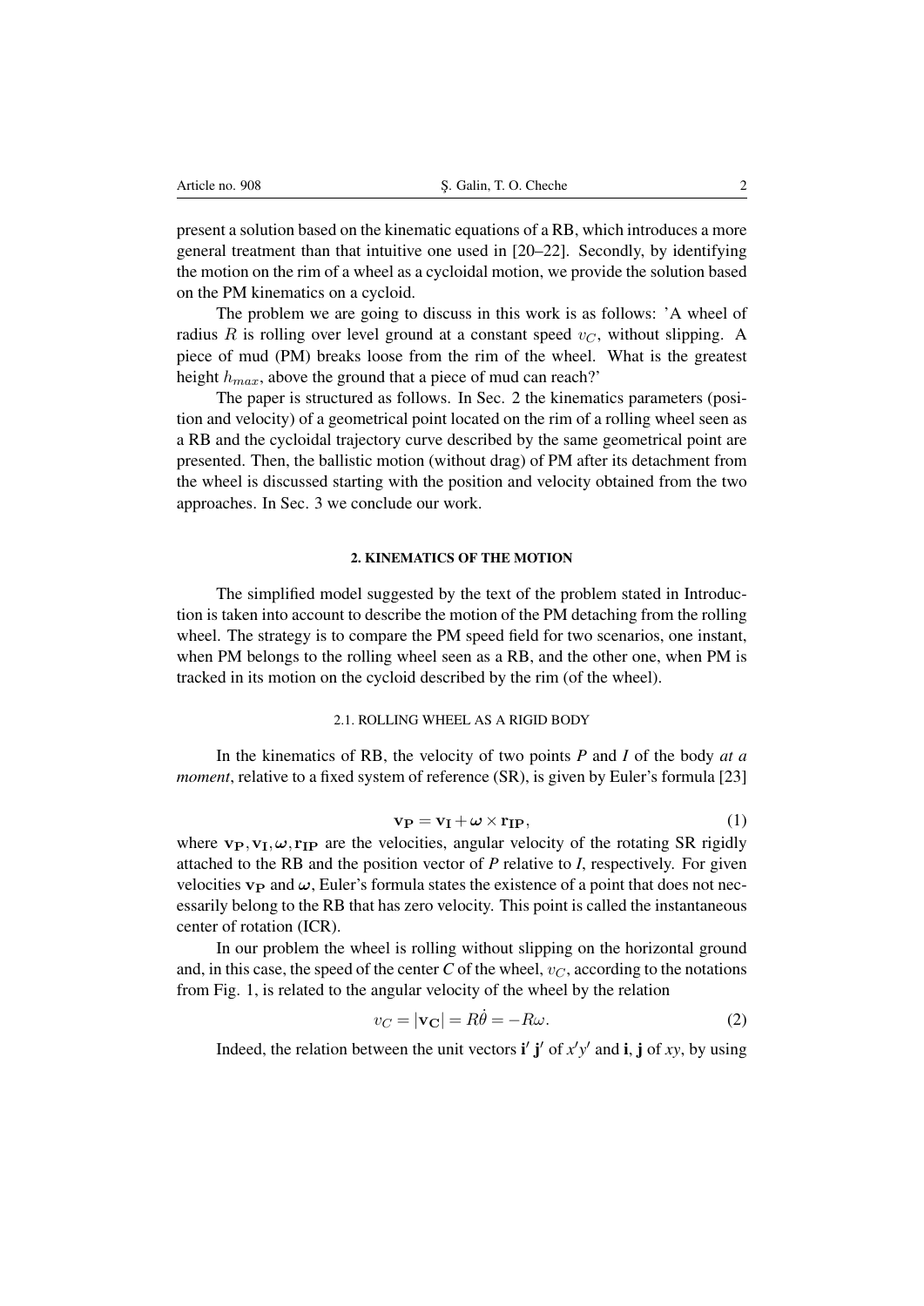present a solution based on the kinematic equations of a RB, which introduces a more general treatment than that intuitive one used in [20–22]. Secondly, by identifying the motion on the rim of a wheel as a cycloidal motion, we provide the solution based on the PM kinematics on a cycloid.

The problem we are going to discuss in this work is as follows: 'A wheel of radius $R$ is rolling over level ground at a constant speed $v_C$, without slipping. A piece of mud (PM) breaks loose from the rim of the wheel. What is the greatest height $h_{max}$, above the ground that a piece of mud can reach?'

The paper is structured as follows. In Sec. 2 the kinematics parameters (position and velocity) of a geometrical point located on the rim of a rolling wheel seen as a RB and the cycloidal trajectory curve described by the same geometrical point are presented. Then, the ballistic motion (without drag) of PM after its detachment from the wheel is discussed starting with the position and velocity obtained from the two approaches. In Sec. 3 we conclude our work.

## 2. KINEMATICS OF THE MOTION

The simplified model suggested by the text of the problem stated in Introduction is taken into account to describe the motion of the PM detaching from the rolling wheel. The strategy is to compare the PM speed field for two scenarios, one instant, when PM belongs to the rolling wheel seen as a RB, and the other one, when PM is tracked in its motion on the cycloid described by the rim (of the wheel).

### 2.1. ROLLING WHEEL AS A RIGID BODY

In the kinematics of RB, the velocity of two points *P* and *I* of the body *at a moment*, relative to a fixed system of reference (SR), is given by Euler's formula [23]

$$\mathbf{v_P} = \mathbf{v_I} + \boldsymbol{\omega} \times \mathbf{r_{IP}}, \tag{1}$$

where $\mathbf{v_P}, \mathbf{v_I}, \boldsymbol{\omega}, \mathbf{r_{IP}}$ are the velocities, angular velocity of the rotating SR rigidly attached to the RB and the position vector of *P* relative to *I*, respectively. For given velocities $\mathbf{v_P}$ and $\boldsymbol{\omega}$, Euler's formula states the existence of a point that does not necessarily belong to the RB that has zero velocity. This point is called the instantaneous center of rotation (ICR).

In our problem the wheel is rolling without slipping on the horizontal ground and, in this case, the speed of the center *C* of the wheel, $v_C$, according to the notations from Fig. 1, is related to the angular velocity of the wheel by the relation

$$v_C = |\mathbf{v_C}| = R\dot{\theta} = -R\omega. \tag{2}$$

Indeed, the relation between the unit vectors $\mathbf{i}'$ $\mathbf{j}'$ of $x'y'$ and $\mathbf{i}$, $\mathbf{j}$ of $xy$, by using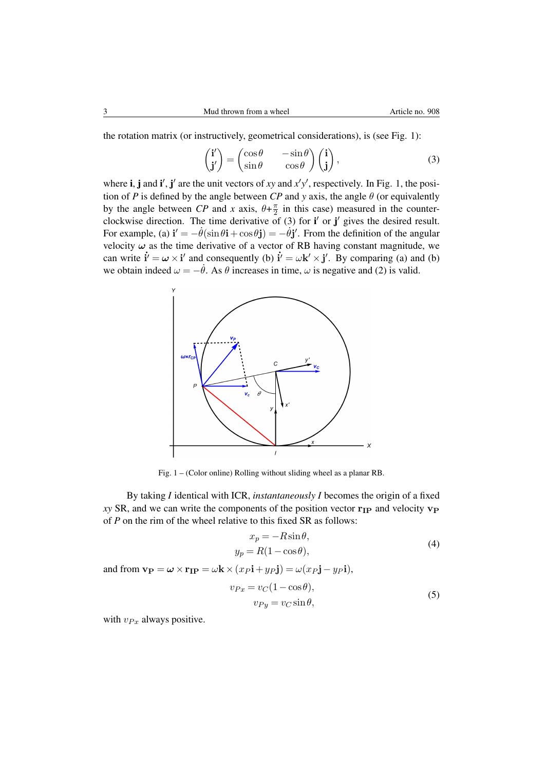the rotation matrix (or instructively, geometrical considerations), is (see Fig. 1):

$$\begin{pmatrix} \mathbf{i}' \\ \mathbf{j}' \end{pmatrix} = \begin{pmatrix} \cos\theta & -\sin\theta \\ \sin\theta & \cos\theta \end{pmatrix} \begin{pmatrix} \mathbf{i} \\ \mathbf{j} \end{pmatrix}, \tag{3}$$

where $\mathbf{i}$, $\mathbf{j}$ and $\mathbf{i}'$, $\mathbf{j}'$ are the unit vectors of $xy$ and $x'y'$, respectively. In Fig. 1, the position of $P$ is defined by the angle between $CP$ and $y$ axis, the angle $\theta$ (or equivalently by the angle between $CP$ and $x$ axis, $\theta + \frac{\pi}{2}$ in this case) measured in the counter-clockwise direction. The time derivative of (3) for $\mathbf{i}'$ or $\mathbf{j}'$ gives the desired result. For example, (a) $\dot{\mathbf{i}}' = -\dot{\theta}(\sin\theta\mathbf{i} + \cos\theta\mathbf{j}) = -\dot{\theta}\mathbf{j}'$. From the definition of the angular velocity $\boldsymbol{\omega}$ as the time derivative of a vector of RB having constant magnitude, we can write $\dot{\mathbf{i}}' = \boldsymbol{\omega} \times \mathbf{i}'$ and consequently (b) $\dot{\mathbf{i}}' = \omega\mathbf{k}' \times \mathbf{j}'$. By comparing (a) and (b) we obtain indeed $\omega = -\dot{\theta}$. As $\theta$ increases in time, $\omega$ is negative and (2) is valid.

Fig. 1 – (Color online) Rolling without sliding wheel as a planar RB.

By taking $I$ identical with ICR, *instantaneously* $I$ becomes the origin of a fixed $xy$ SR, and we can write the components of the position vector $\mathbf{r_{IP}}$ and velocity $\mathbf{v_P}$ of $P$ on the rim of the wheel relative to this fixed SR as follows:

$$\begin{aligned} x_p &= -R\sin\theta, \\ y_p &= R(1-\cos\theta), \end{aligned} \tag{4}$$

and from $\mathbf{v_P} = \boldsymbol{\omega} \times \mathbf{r_{IP}} = \omega\mathbf{k} \times (x_P\mathbf{i} + y_P\mathbf{j}) = \omega(x_P\mathbf{j} - y_P\mathbf{i})$,

$$\begin{aligned} v_{Px} &= v_C(1-\cos\theta), \\ v_{Py} &= v_C\sin\theta, \end{aligned} \tag{5}$$

with $v_{Px}$ always positive.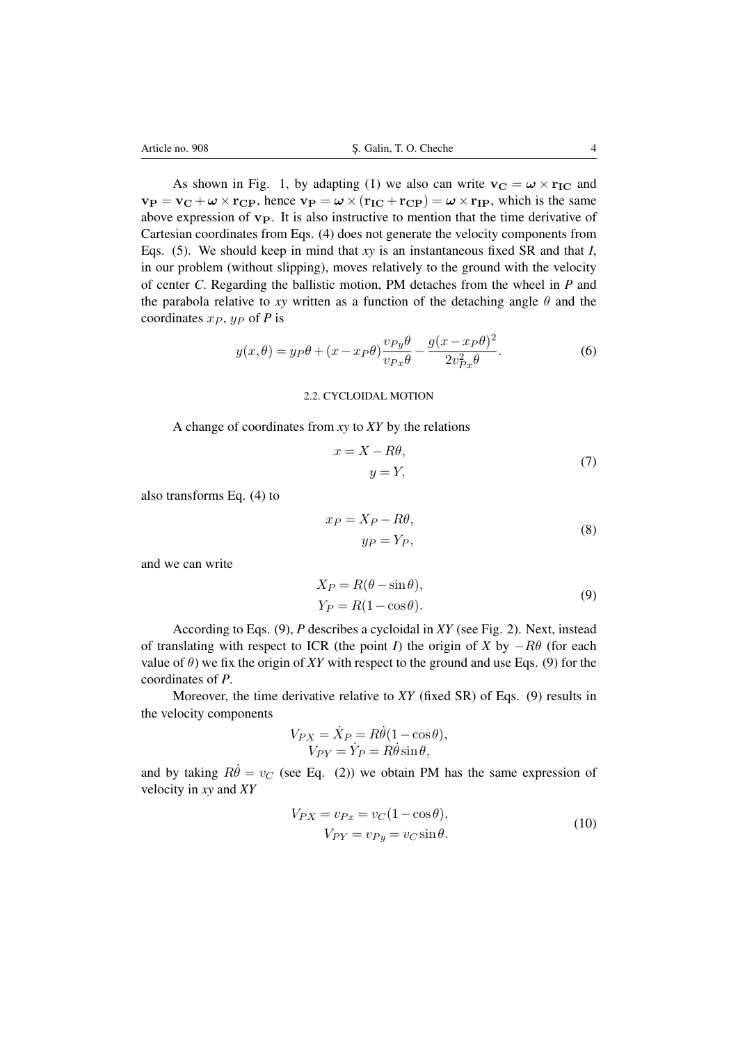As shown in Fig. 1, by adapting (1) we also can write $\mathbf{v_C} = \boldsymbol{\omega} \times \mathbf{r_{IC}}$ and $\mathbf{v_P} = \mathbf{v_C} + \boldsymbol{\omega} \times \mathbf{r_{CP}}$, hence $\mathbf{v_P} = \boldsymbol{\omega} \times (\mathbf{r_{IC}} + \mathbf{r_{CP}}) = \boldsymbol{\omega} \times \mathbf{r_{IP}}$, which is the same above expression of $\mathbf{v_P}$. It is also instructive to mention that the time derivative of Cartesian coordinates from Eqs. (4) does not generate the velocity components from Eqs. (5). We should keep in mind that *xy* is an instantaneous fixed SR and that *I*, in our problem (without slipping), moves relatively to the ground with the velocity of center *C*. Regarding the ballistic motion, PM detaches from the wheel in *P* and the parabola relative to *xy* written as a function of the detaching angle $\theta$ and the coordinates $x_P$, $y_P$ of *P* is

$$y(x,\theta) = y_P\theta + (x - x_P\theta)\frac{v_{Py}\theta}{v_{Px}\theta} - \frac{g(x - x_P\theta)^2}{2v_{Px}^2\theta}. \tag{6}$$

### 2.2. CYCLOIDAL MOTION

A change of coordinates from *xy* to *XY* by the relations

$$\begin{aligned} x &= X - R\theta, \\ y &= Y, \end{aligned} \tag{7}$$

also transforms Eq. (4) to

$$\begin{aligned} x_P &= X_P - R\theta, \\ y_P &= Y_P, \end{aligned} \tag{8}$$

and we can write

$$\begin{aligned} X_P &= R(\theta - \sin\theta), \\ Y_P &= R(1 - \cos\theta). \end{aligned} \tag{9}$$

According to Eqs. (9), *P* describes a cycloidal in *XY* (see Fig. 2). Next, instead of translating with respect to ICR (the point *I*) the origin of *X* by $-R\theta$ (for each value of $\theta$) we fix the origin of *XY* with respect to the ground and use Eqs. (9) for the coordinates of *P*.

Moreover, the time derivative relative to *XY* (fixed SR) of Eqs. (9) results in the velocity components

$$\begin{aligned} V_{PX} &= \dot{X}_P = R\dot{\theta}(1 - \cos\theta), \\ V_{PY} &= \dot{Y}_P = R\dot{\theta}\sin\theta, \end{aligned}$$

and by taking $R\dot{\theta} = v_C$ (see Eq. (2)) we obtain PM has the same expression of velocity in *xy* and *XY*

$$\begin{aligned} V_{PX} &= v_{Px} = v_C(1 - \cos\theta), \\ V_{PY} &= v_{Py} = v_C\sin\theta. \end{aligned} \tag{10}$$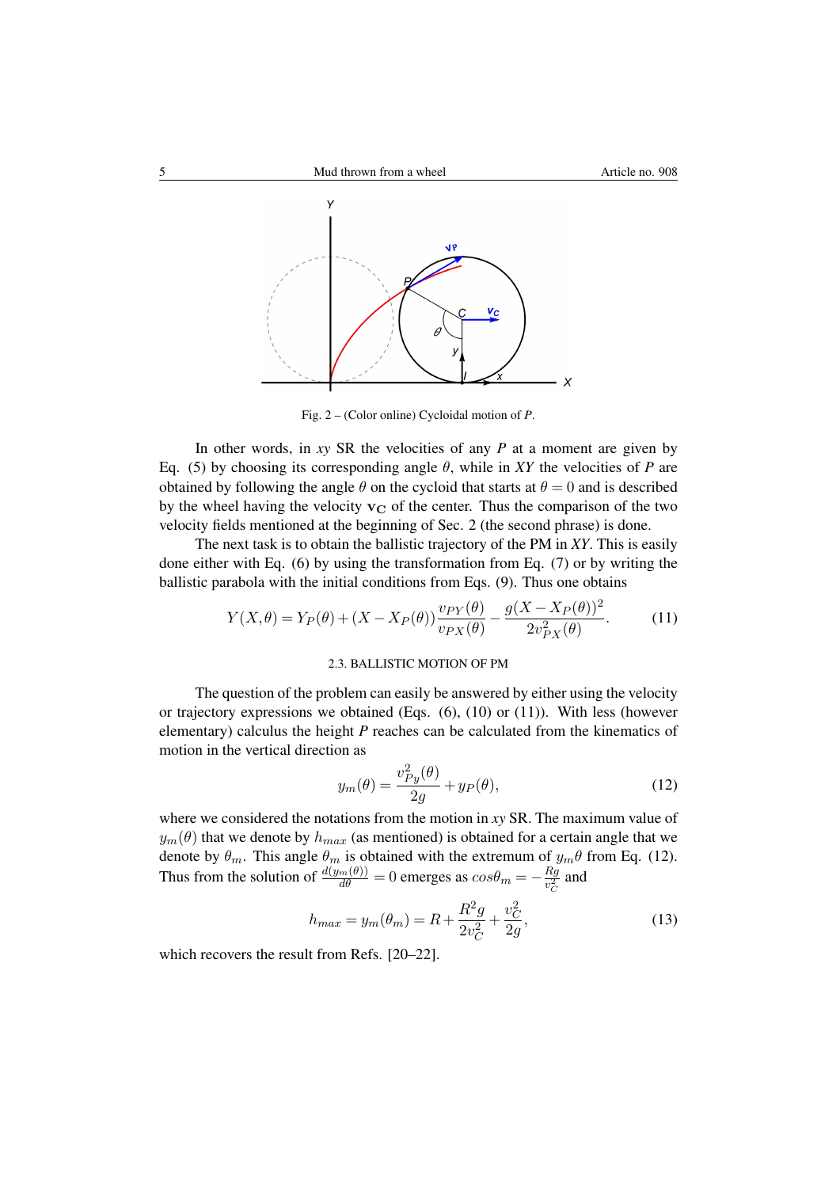Fig. 2 – (Color online) Cycloidal motion of $P$.

In other words, in $xy$ SR the velocities of any $P$ at a moment are given by Eq. (5) by choosing its corresponding angle $\theta$, while in $XY$ the velocities of $P$ are obtained by following the angle $\theta$ on the cycloid that starts at $\theta = 0$ and is described by the wheel having the velocity $\mathbf{v_C}$ of the center. Thus the comparison of the two velocity fields mentioned at the beginning of Sec. 2 (the second phrase) is done.

The next task is to obtain the ballistic trajectory of the PM in $XY$. This is easily done either with Eq. (6) by using the transformation from Eq. (7) or by writing the ballistic parabola with the initial conditions from Eqs. (9). Thus one obtains

$$Y(X,\theta) = Y_P(\theta) + (X - X_P(\theta))\frac{v_{PY}(\theta)}{v_{PX}(\theta)} - \frac{g(X - X_P(\theta))^2}{2v_{PX}^2(\theta)}. \tag{11}$$

### 2.3. BALLISTIC MOTION OF PM

The question of the problem can easily be answered by either using the velocity or trajectory expressions we obtained (Eqs. (6), (10) or (11)). With less (however elementary) calculus the height $P$ reaches can be calculated from the kinematics of motion in the vertical direction as

$$y_m(\theta) = \frac{v_{Py}^2(\theta)}{2g} + y_P(\theta), \tag{12}$$

where we considered the notations from the motion in $xy$ SR. The maximum value of $y_m(\theta)$ that we denote by $h_{max}$ (as mentioned) is obtained for a certain angle that we denote by $\theta_m$. This angle $\theta_m$ is obtained with the extremum of $y_m\theta$ from Eq. (12). Thus from the solution of $\frac{d(y_m(\theta))}{d\theta} = 0$ emerges as $cos\theta_m = -\frac{Rg}{v_C^2}$ and

$$h_{max} = y_m(\theta_m) = R + \frac{R^2 g}{2v_C^2} + \frac{v_C^2}{2g}, \tag{13}$$

which recovers the result from Refs. [20–22].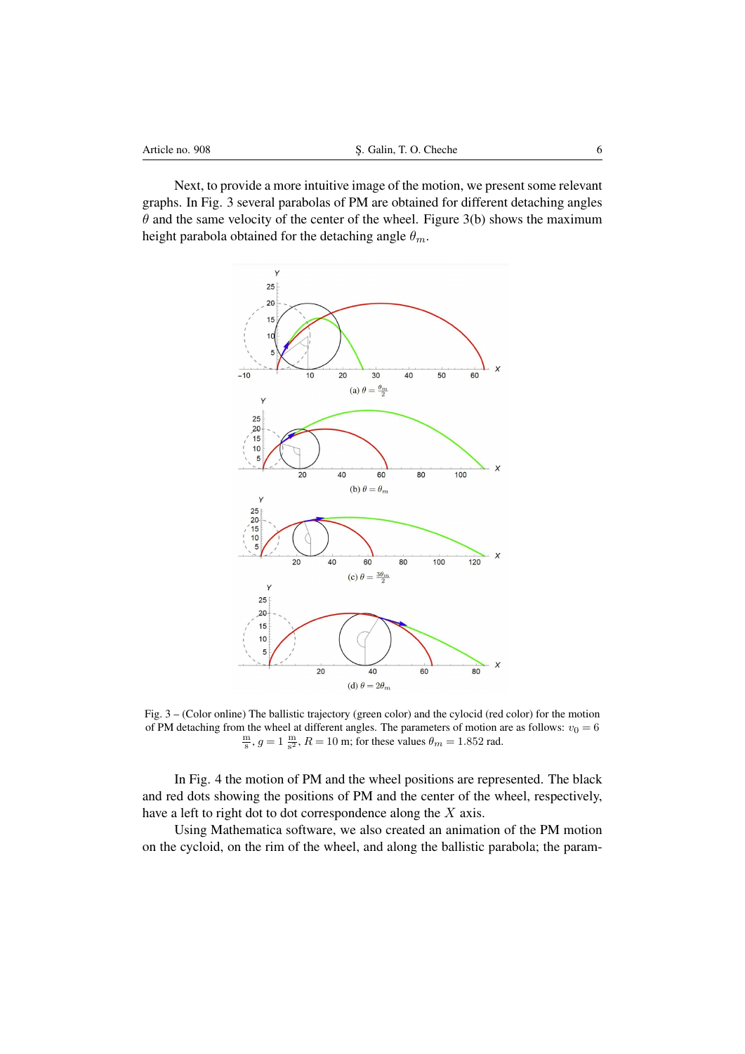Next, to provide a more intuitive image of the motion, we present some relevant graphs. In Fig. 3 several parabolas of PM are obtained for different detaching angles $\theta$ and the same velocity of the center of the wheel. Figure 3(b) shows the maximum height parabola obtained for the detaching angle $\theta_m$.

(a) $\theta = \frac{\theta_m}{2}$

(b) $\theta = \theta_m$

(c) $\theta = \frac{3\theta_m}{2}$

(d) $\theta = 2\theta_m$

Fig. 3 – (Color online) The ballistic trajectory (green color) and the cylcoid (red color) for the motion of PM detaching from the wheel at different angles. The parameters of motion are as follows: $v_0 = 6$ $\frac{\text{m}}{\text{s}}$, $g = 1$ $\frac{\text{m}}{\text{s}^2}$, $R = 10$ m; for these values $\theta_m = 1.852$ rad.

In Fig. 4 the motion of PM and the wheel positions are represented. The black and red dots showing the positions of PM and the center of the wheel, respectively, have a left to right dot to dot correspondence along the $X$ axis.

Using Mathematica software, we also created an animation of the PM motion on the cycloid, on the rim of the wheel, and along the ballistic parabola; the param-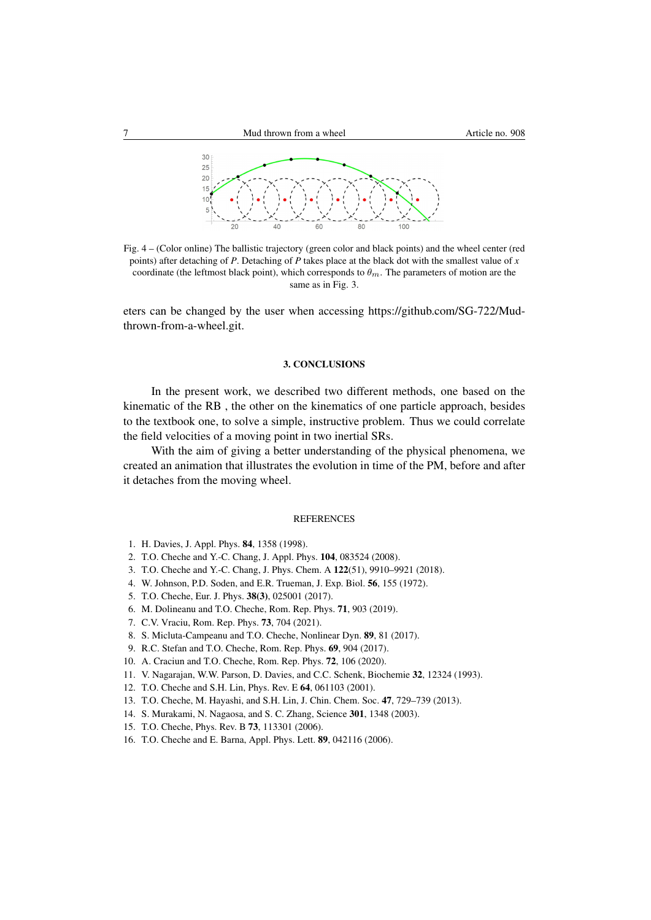Fig. 4 – (Color online) The ballistic trajectory (green color and black points) and the wheel center (red points) after detaching of $P$. Detaching of $P$ takes place at the black dot with the smallest value of $x$ coordinate (the leftmost black point), which corresponds to $\theta_m$. The parameters of motion are the same as in Fig. 3.

eters can be changed by the user when accessing https://github.com/SG-722/Mud-thrown-from-a-wheel.git.

## 3. CONCLUSIONS

In the present work, we described two different methods, one based on the kinematic of the RB , the other on the kinematics of one particle approach, besides to the textbook one, to solve a simple, instructive problem. Thus we could correlate the field velocities of a moving point in two inertial SRs.

With the aim of giving a better understanding of the physical phenomena, we created an animation that illustrates the evolution in time of the PM, before and after it detaches from the moving wheel.

## REFERENCES

1. H. Davies, J. Appl. Phys. **84**, 1358 (1998).
2. T.O. Cheche and Y.-C. Chang, J. Appl. Phys. **104**, 083524 (2008).
3. T.O. Cheche and Y.-C. Chang, J. Phys. Chem. A **122**(51), 9910–9921 (2018).
4. W. Johnson, P.D. Soden, and E.R. Trueman, J. Exp. Biol. **56**, 155 (1972).
5. T.O. Cheche, Eur. J. Phys. **38(3)**, 025001 (2017).
6. M. Dolineanu and T.O. Cheche, Rom. Rep. Phys. **71**, 903 (2019).
7. C.V. Vraciu, Rom. Rep. Phys. **73**, 704 (2021).
8. S. Micluta-Campeanu and T.O. Cheche, Nonlinear Dyn. **89**, 81 (2017).
9. R.C. Stefan and T.O. Cheche, Rom. Rep. Phys. **69**, 904 (2017).
10. A. Craciun and T.O. Cheche, Rom. Rep. Phys. **72**, 106 (2020).
11. V. Nagarajan, W.W. Parson, D. Davies, and C.C. Schenk, Biochemie **32**, 12324 (1993).
12. T.O. Cheche and S.H. Lin, Phys. Rev. E **64**, 061103 (2001).
13. T.O. Cheche, M. Hayashi, and S.H. Lin, J. Chin. Chem. Soc. **47**, 729–739 (2013).
14. S. Murakami, N. Nagaosa, and S. C. Zhang, Science **301**, 1348 (2003).
15. T.O. Cheche, Phys. Rev. B **73**, 113301 (2006).
16. T.O. Cheche and E. Barna, Appl. Phys. Lett. **89**, 042116 (2006).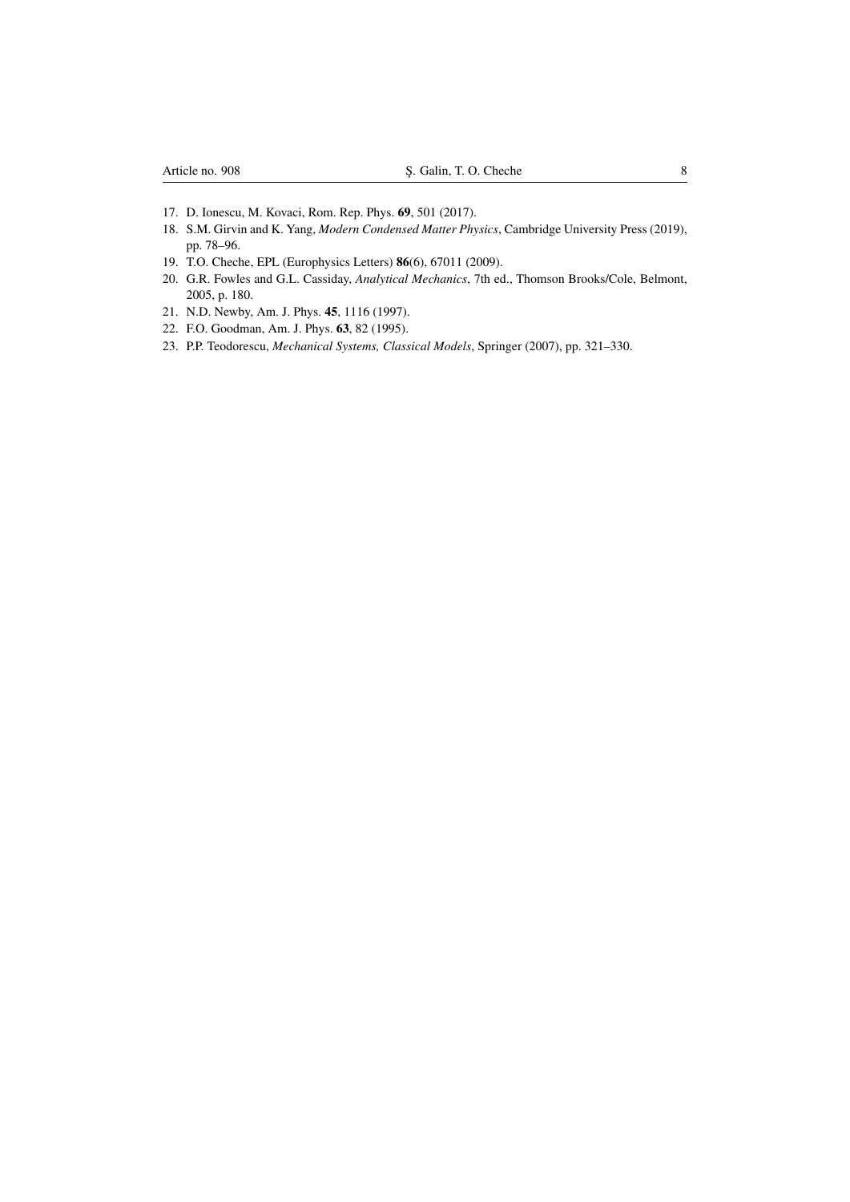17. D. Ionescu, M. Kovaci, Rom. Rep. Phys. **69**, 501 (2017).
18. S.M. Girvin and K. Yang, *Modern Condensed Matter Physics*, Cambridge University Press (2019), pp. 78–96.
19. T.O. Cheche, EPL (Europhysics Letters) **86**(6), 67011 (2009).
20. G.R. Fowles and G.L. Cassiday, *Analytical Mechanics*, 7th ed., Thomson Brooks/Cole, Belmont, 2005, p. 180.
21. N.D. Newby, Am. J. Phys. **45**, 1116 (1997).
22. F.O. Goodman, Am. J. Phys. **63**, 82 (1995).
23. P.P. Teodorescu, *Mechanical Systems, Classical Models*, Springer (2007), pp. 321–330.